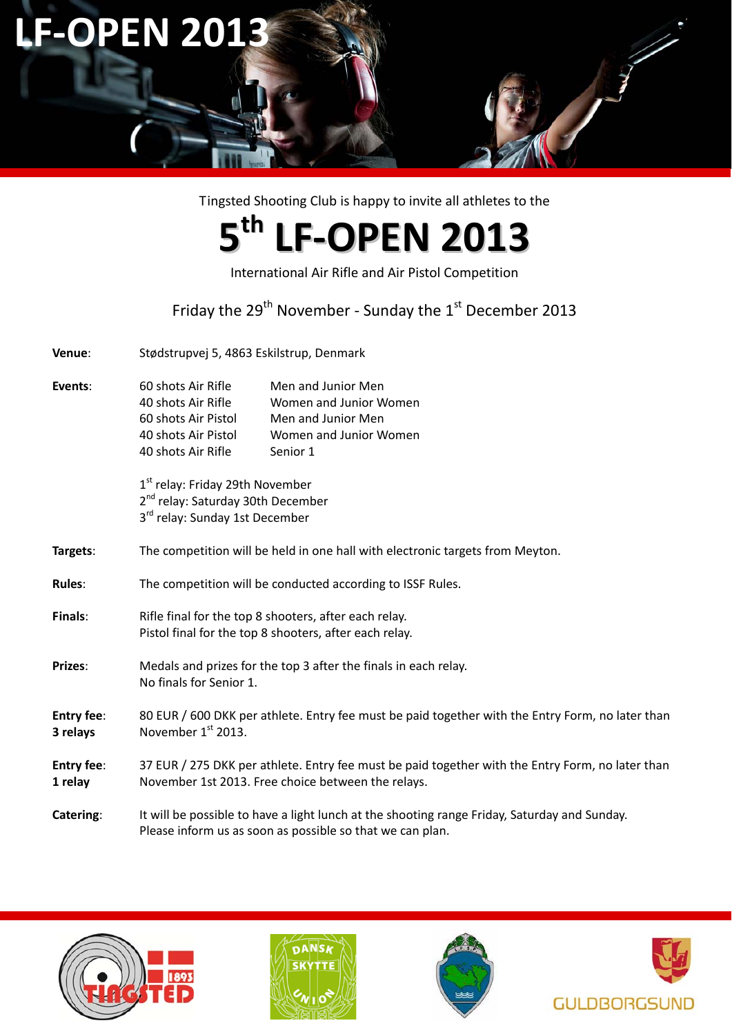# LF-OPEN 2013

Tingsted Shooting Club is happy to invite all athletes to the

# 5th LF-OPEN 2013

International Air Rifle and Air Pistol Competition

Friday the 29th November - Sunday the 1st December 2013

**Venue**: Stødstrupvej 5, 4863 Eskilstrup, Denmark

**Events**:

| | |
|---|---|
| 60 shots Air Rifle | Men and Junior Men |
| 40 shots Air Rifle | Women and Junior Women |
| 60 shots Air Pistol | Men and Junior Men |
| 40 shots Air Pistol | Women and Junior Women |
| 40 shots Air Rifle | Senior 1 |

1st relay: Friday 29th November
2nd relay: Saturday 30th December
3rd relay: Sunday 1st December

**Targets**: The competition will be held in one hall with electronic targets from Meyton.

**Rules**: The competition will be conducted according to ISSF Rules.

**Finals**: Rifle final for the top 8 shooters, after each relay.
Pistol final for the top 8 shooters, after each relay.

**Prizes**: Medals and prizes for the top 3 after the finals in each relay.
No finals for Senior 1.

**Entry fee**: **3 relays** 80 EUR / 600 DKK per athlete. Entry fee must be paid together with the Entry Form, no later than November 1st 2013.

**Entry fee**: **1 relay** 37 EUR / 275 DKK per athlete. Entry fee must be paid together with the Entry Form, no later than November 1st 2013. Free choice between the relays.

**Catering**: It will be possible to have a light lunch at the shooting range Friday, Saturday and Sunday.
Please inform us as soon as possible so that we can plan.

TINGSTED 1893 | DANSK SKYTTE UNION | GULDBORGSUND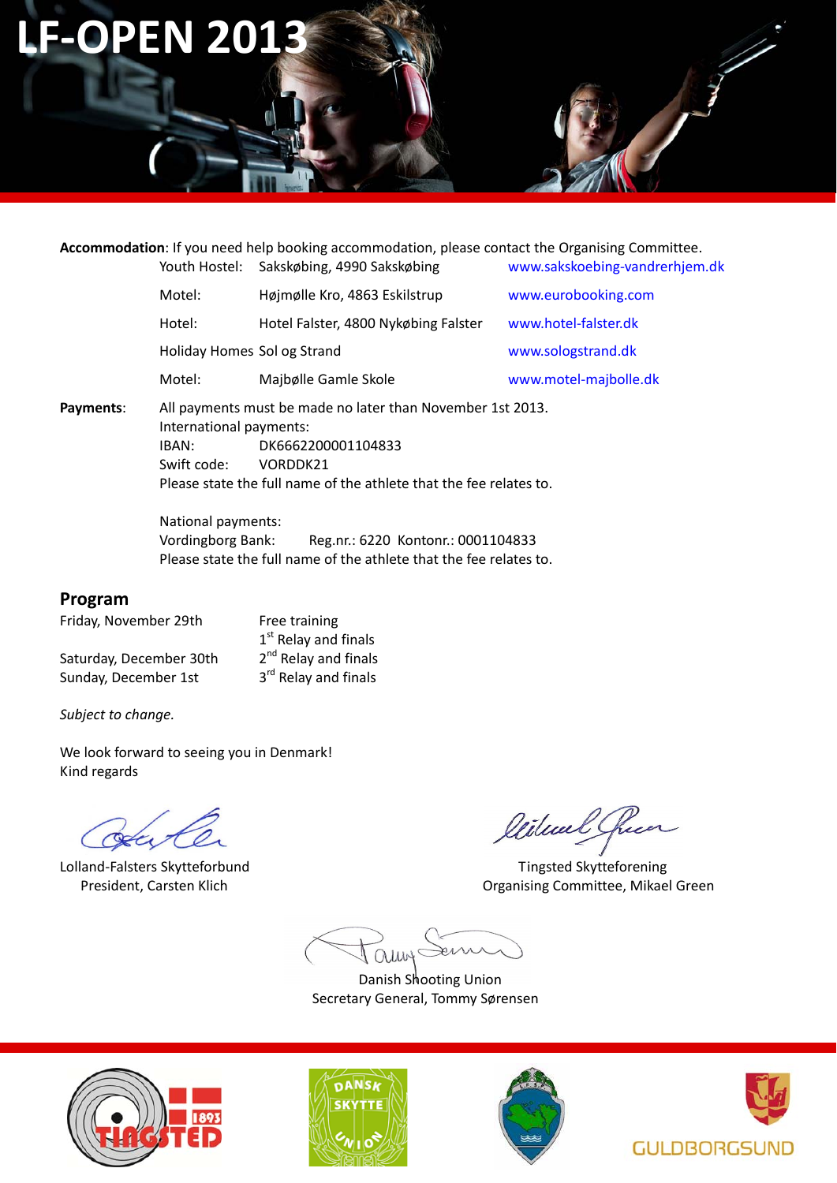# LF-OPEN 2013

**Accommodation**: If you need help booking accommodation, please contact the Organising Committee.

| | | |
|---|---|---|
| Youth Hostel: | Sakskøbing, 4990 Sakskøbing | www.sakskoebing-vandrerhjem.dk |
| Motel: | Højmølle Kro, 4863 Eskilstrup | www.eurobooking.com |
| Hotel: | Hotel Falster, 4800 Nykøbing Falster | www.hotel-falster.dk |
| Holiday Homes | Sol og Strand | www.sologstrand.dk |
| Motel: | Majbølle Gamle Skole | www.motel-majbolle.dk |

**Payments**: All payments must be made no later than November 1st 2013.

International payments:
IBAN: DK6662200001104833
Swift code: VORDDK21
Please state the full name of the athlete that the fee relates to.

National payments:
Vordingborg Bank: Reg.nr.: 6220 Kontonr.: 0001104833
Please state the full name of the athlete that the fee relates to.

## Program

| | |
|---|---|
| Friday, November 29th | Free training |
| | 1st Relay and finals |
| Saturday, December 30th | 2nd Relay and finals |
| Sunday, December 1st | 3rd Relay and finals |

*Subject to change.*

We look forward to seeing you in Denmark!
Kind regards

Lolland-Falsters Skytteforbund
President, Carsten Klich

Tingsted Skytteforening
Organising Committee, Mikael Green

Danish Shooting Union
Secretary General, Tommy Sørensen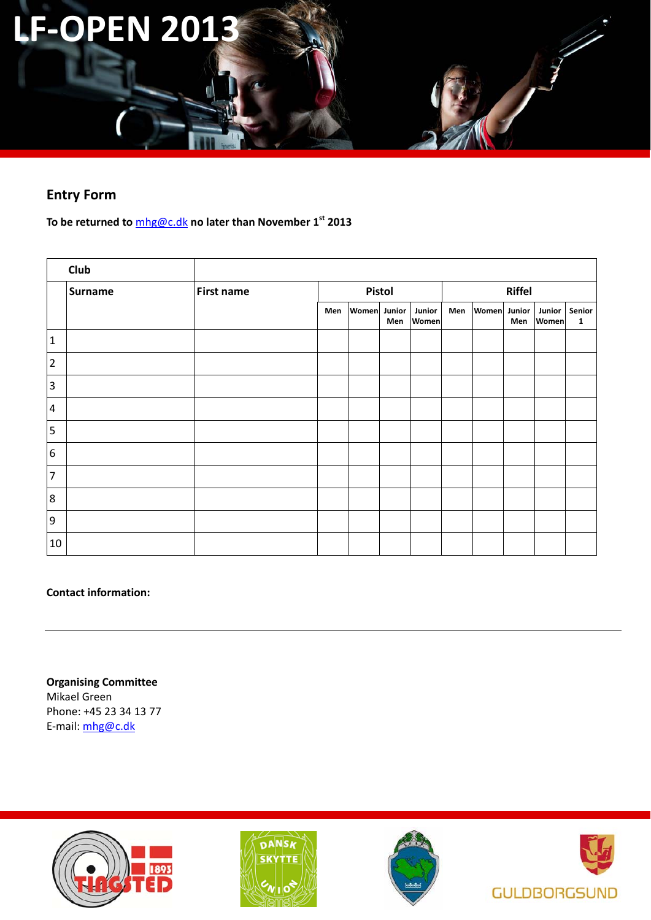# LF-OPEN 2013

## Entry Form

**To be returned to mhg@c.dk no later than November 1st 2013**

| | Club | | | | | | | | | | | |
|---|---|---|---|---|---|---|---|---|---|---|---|---|
| | **Surname** | **First name** | **Pistol** | | | | **Riffel** | | | | | |
| | | | Men | Women | Junior Men | Junior Women | Men | Women | Junior Men | Junior Women | Senior 1 |
| 1 | | | | | | | | | | | |
| 2 | | | | | | | | | | | |
| 3 | | | | | | | | | | | |
| 4 | | | | | | | | | | | |
| 5 | | | | | | | | | | | |
| 6 | | | | | | | | | | | |
| 7 | | | | | | | | | | | |
| 8 | | | | | | | | | | | |
| 9 | | | | | | | | | | | |
| 10 | | | | | | | | | | | |

**Contact information:**

---

**Organising Committee**
Mikael Green
Phone: +45 23 34 13 77
E-mail: mhg@c.dk